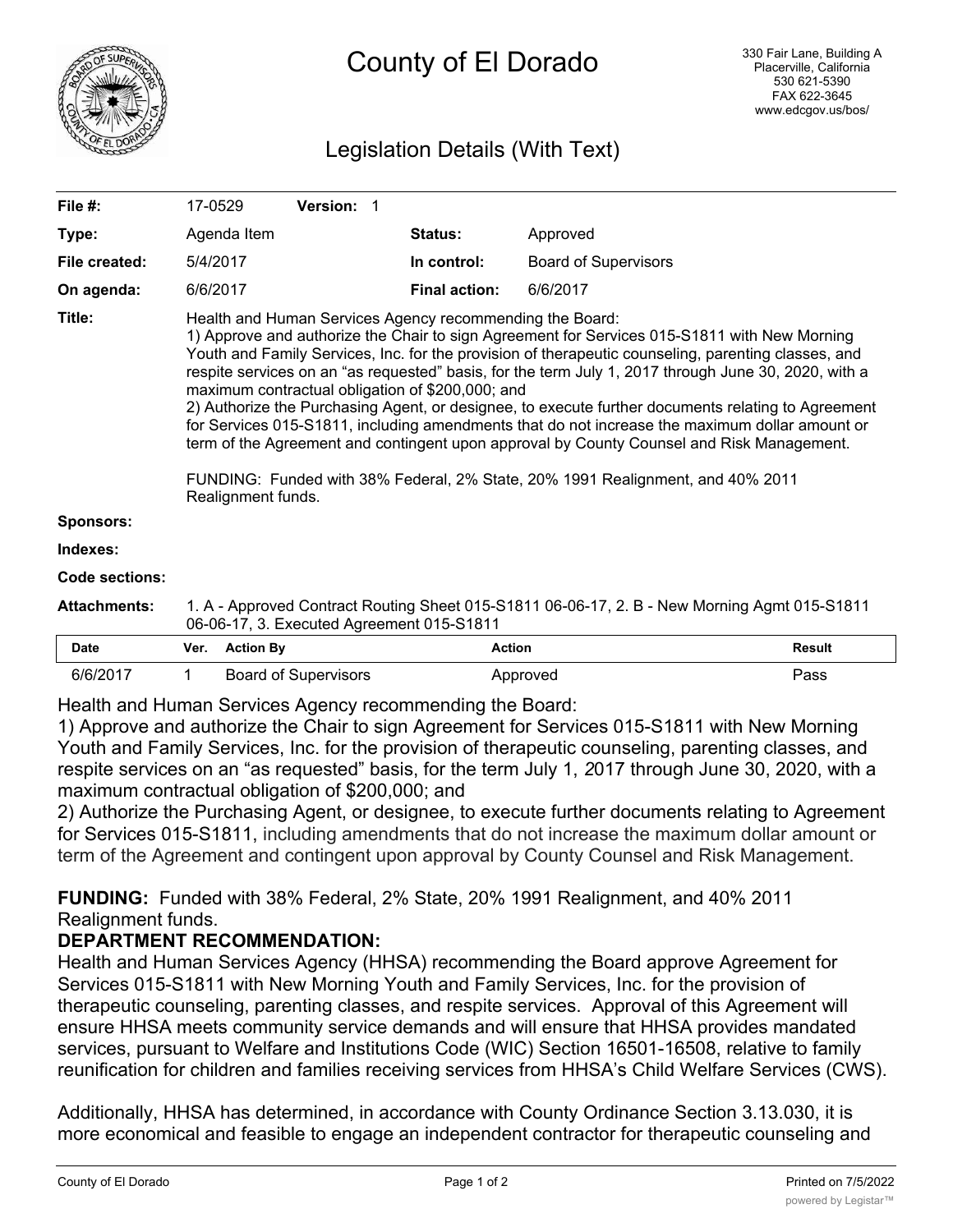# County of El Dorado

330 Fair Lane, Building A
Placerville, California
530 621-5390
FAX 622-3645
www.edcgov.us/bos/

## Legislation Details (With Text)

| | | | |
|---|---|---|---|
| **File #:** | 17-0529 **Version:** 1 | | |
| **Type:** | Agenda Item | **Status:** | Approved |
| **File created:** | 5/4/2017 | **In control:** | Board of Supervisors |
| **On agenda:** | 6/6/2017 | **Final action:** | 6/6/2017 |

**Title:** Health and Human Services Agency recommending the Board:
1) Approve and authorize the Chair to sign Agreement for Services 015-S1811 with New Morning Youth and Family Services, Inc. for the provision of therapeutic counseling, parenting classes, and respite services on an "as requested" basis, for the term July 1, 2017 through June 30, 2020, with a maximum contractual obligation of $200,000; and
2) Authorize the Purchasing Agent, or designee, to execute further documents relating to Agreement for Services 015-S1811, including amendments that do not increase the maximum dollar amount or term of the Agreement and contingent upon approval by County Counsel and Risk Management.

FUNDING: Funded with 38% Federal, 2% State, 20% 1991 Realignment, and 40% 2011 Realignment funds.

**Sponsors:**

**Indexes:**

**Code sections:**

**Attachments:** 1. A - Approved Contract Routing Sheet 015-S1811 06-06-17, 2. B - New Morning Agmt 015-S1811 06-06-17, 3. Executed Agreement 015-S1811

| Date | Ver. | Action By | Action | Result |
|---|---|---|---|---|
| 6/6/2017 | 1 | Board of Supervisors | Approved | Pass |

Health and Human Services Agency recommending the Board:
1) Approve and authorize the Chair to sign Agreement for Services 015-S1811 with New Morning Youth and Family Services, Inc. for the provision of therapeutic counseling, parenting classes, and respite services on an "as requested" basis, for the term July 1, 2017 through June 30, 2020, with a maximum contractual obligation of $200,000; and
2) Authorize the Purchasing Agent, or designee, to execute further documents relating to Agreement for Services 015-S1811, including amendments that do not increase the maximum dollar amount or term of the Agreement and contingent upon approval by County Counsel and Risk Management.

**FUNDING:** Funded with 38% Federal, 2% State, 20% 1991 Realignment, and 40% 2011 Realignment funds.

**DEPARTMENT RECOMMENDATION:**
Health and Human Services Agency (HHSA) recommending the Board approve Agreement for Services 015-S1811 with New Morning Youth and Family Services, Inc. for the provision of therapeutic counseling, parenting classes, and respite services. Approval of this Agreement will ensure HHSA meets community service demands and will ensure that HHSA provides mandated services, pursuant to Welfare and Institutions Code (WIC) Section 16501-16508, relative to family reunification for children and families receiving services from HHSA's Child Welfare Services (CWS).

Additionally, HHSA has determined, in accordance with County Ordinance Section 3.13.030, it is more economical and feasible to engage an independent contractor for therapeutic counseling and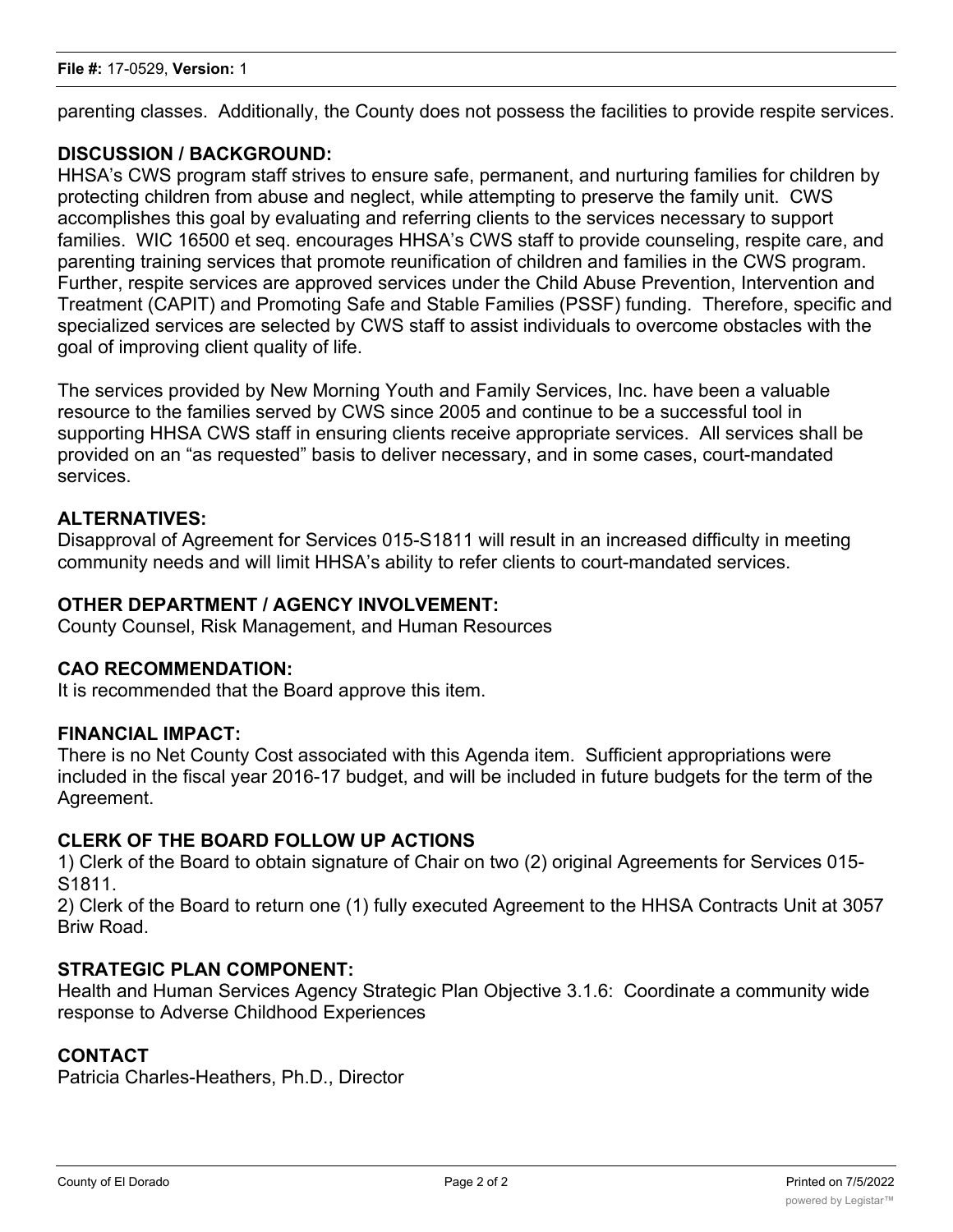parenting classes. Additionally, the County does not possess the facilities to provide respite services.

## DISCUSSION / BACKGROUND:

HHSA's CWS program staff strives to ensure safe, permanent, and nurturing families for children by protecting children from abuse and neglect, while attempting to preserve the family unit. CWS accomplishes this goal by evaluating and referring clients to the services necessary to support families. WIC 16500 et seq. encourages HHSA's CWS staff to provide counseling, respite care, and parenting training services that promote reunification of children and families in the CWS program. Further, respite services are approved services under the Child Abuse Prevention, Intervention and Treatment (CAPIT) and Promoting Safe and Stable Families (PSSF) funding. Therefore, specific and specialized services are selected by CWS staff to assist individuals to overcome obstacles with the goal of improving client quality of life.

The services provided by New Morning Youth and Family Services, Inc. have been a valuable resource to the families served by CWS since 2005 and continue to be a successful tool in supporting HHSA CWS staff in ensuring clients receive appropriate services. All services shall be provided on an "as requested" basis to deliver necessary, and in some cases, court-mandated services.

## ALTERNATIVES:

Disapproval of Agreement for Services 015-S1811 will result in an increased difficulty in meeting community needs and will limit HHSA's ability to refer clients to court-mandated services.

## OTHER DEPARTMENT / AGENCY INVOLVEMENT:

County Counsel, Risk Management, and Human Resources

## CAO RECOMMENDATION:

It is recommended that the Board approve this item.

## FINANCIAL IMPACT:

There is no Net County Cost associated with this Agenda item. Sufficient appropriations were included in the fiscal year 2016-17 budget, and will be included in future budgets for the term of the Agreement.

## CLERK OF THE BOARD FOLLOW UP ACTIONS

1) Clerk of the Board to obtain signature of Chair on two (2) original Agreements for Services 015-S1811.
2) Clerk of the Board to return one (1) fully executed Agreement to the HHSA Contracts Unit at 3057 Briw Road.

## STRATEGIC PLAN COMPONENT:

Health and Human Services Agency Strategic Plan Objective 3.1.6: Coordinate a community wide response to Adverse Childhood Experiences

## CONTACT

Patricia Charles-Heathers, Ph.D., Director